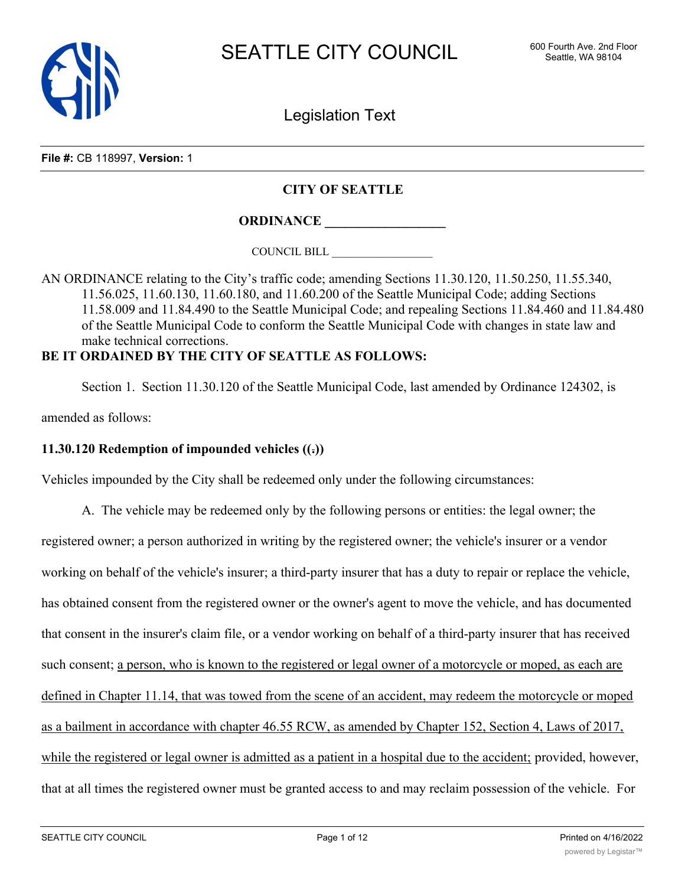SEATTLE CITY COUNCIL

600 Fourth Ave. 2nd Floor
Seattle, WA 98104

Legislation Text

**File #:** CB 118997, **Version:** 1

**CITY OF SEATTLE**

**ORDINANCE __________________**

COUNCIL BILL __________________

AN ORDINANCE relating to the City's traffic code; amending Sections 11.30.120, 11.50.250, 11.55.340, 11.56.025, 11.60.130, 11.60.180, and 11.60.200 of the Seattle Municipal Code; adding Sections 11.58.009 and 11.84.490 to the Seattle Municipal Code; and repealing Sections 11.84.460 and 11.84.480 of the Seattle Municipal Code to conform the Seattle Municipal Code with changes in state law and make technical corrections.

**BE IT ORDAINED BY THE CITY OF SEATTLE AS FOLLOWS:**

Section 1. Section 11.30.120 of the Seattle Municipal Code, last amended by Ordinance 124302, is amended as follows:

**11.30.120 Redemption of impounded vehicles ((.))**

Vehicles impounded by the City shall be redeemed only under the following circumstances:

A. The vehicle may be redeemed only by the following persons or entities: the legal owner; the registered owner; a person authorized in writing by the registered owner; the vehicle's insurer or a vendor working on behalf of the vehicle's insurer; a third-party insurer that has a duty to repair or replace the vehicle, has obtained consent from the registered owner or the owner's agent to move the vehicle, and has documented that consent in the insurer's claim file, or a vendor working on behalf of a third-party insurer that has received such consent; <u>a person, who is known to the registered or legal owner of a motorcycle or moped, as each are defined in Chapter 11.14, that was towed from the scene of an accident, may redeem the motorcycle or moped as a bailment in accordance with chapter 46.55 RCW, as amended by Chapter 152, Section 4, Laws of 2017, while the registered or legal owner is admitted as a patient in a hospital due to the accident;</u> provided, however, that at all times the registered owner must be granted access to and may reclaim possession of the vehicle. For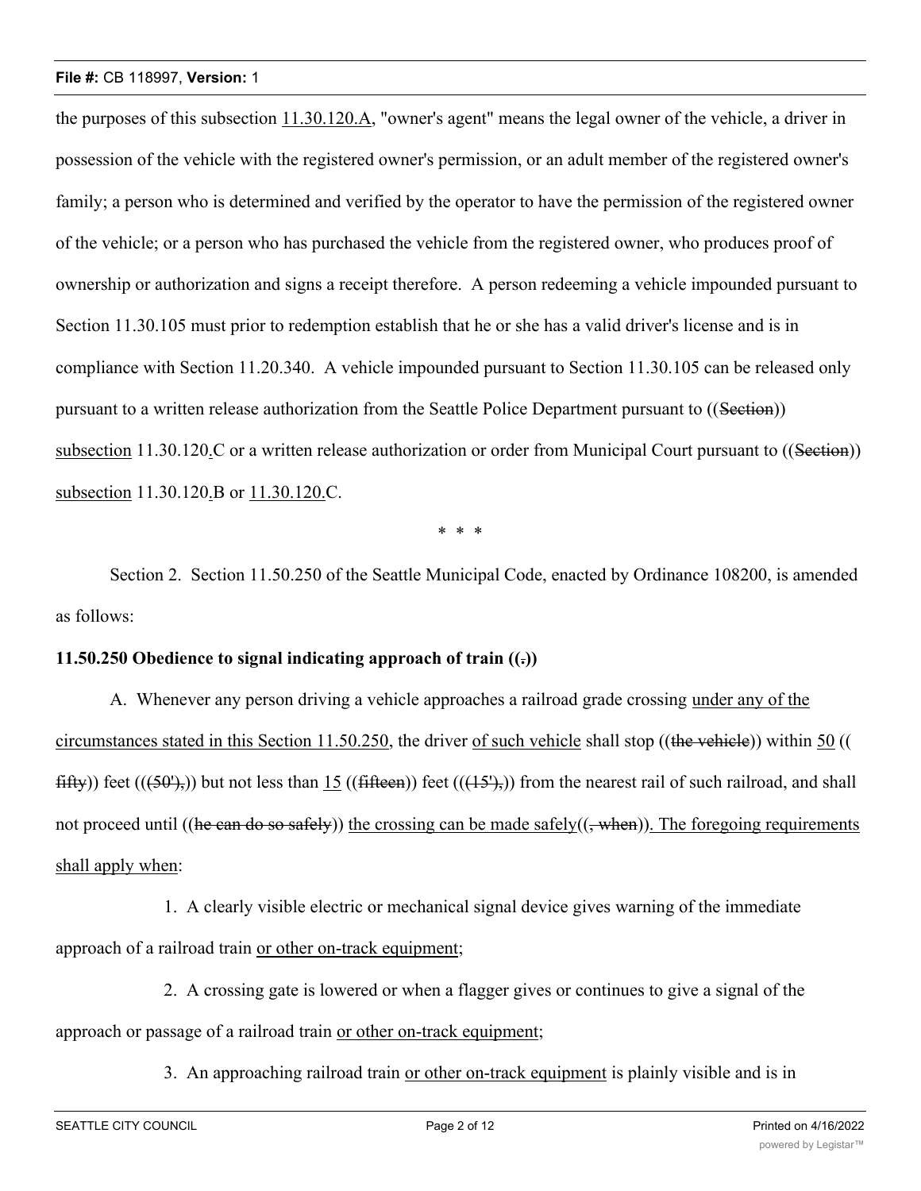the purposes of this subsection 11.30.120.A, "owner's agent" means the legal owner of the vehicle, a driver in possession of the vehicle with the registered owner's permission, or an adult member of the registered owner's family; a person who is determined and verified by the operator to have the permission of the registered owner of the vehicle; or a person who has purchased the vehicle from the registered owner, who produces proof of ownership or authorization and signs a receipt therefore. A person redeeming a vehicle impounded pursuant to Section 11.30.105 must prior to redemption establish that he or she has a valid driver's license and is in compliance with Section 11.20.340. A vehicle impounded pursuant to Section 11.30.105 can be released only pursuant to a written release authorization from the Seattle Police Department pursuant to ((~~Section~~)) subsection 11.30.120.C or a written release authorization or order from Municipal Court pursuant to ((~~Section~~)) subsection 11.30.120.B or 11.30.120.C.

\* \* \*

Section 2. Section 11.50.250 of the Seattle Municipal Code, enacted by Ordinance 108200, is amended as follows:

**11.50.250 Obedience to signal indicating approach of train ((~~.~~))**

A. Whenever any person driving a vehicle approaches a railroad grade crossing under any of the circumstances stated in this Section 11.50.250, the driver of such vehicle shall stop ((~~the vehicle~~)) within 50 ((~~fifty~~)) feet ((~~(50'),~~)) but not less than 15 ((~~fifteen~~)) feet ((~~(15'),~~)) from the nearest rail of such railroad, and shall not proceed until ((~~he can do so safely~~)) the crossing can be made safely((~~, when~~)). The foregoing requirements shall apply when:

1. A clearly visible electric or mechanical signal device gives warning of the immediate approach of a railroad train or other on-track equipment;

2. A crossing gate is lowered or when a flagger gives or continues to give a signal of the approach or passage of a railroad train or other on-track equipment;

3. An approaching railroad train or other on-track equipment is plainly visible and is in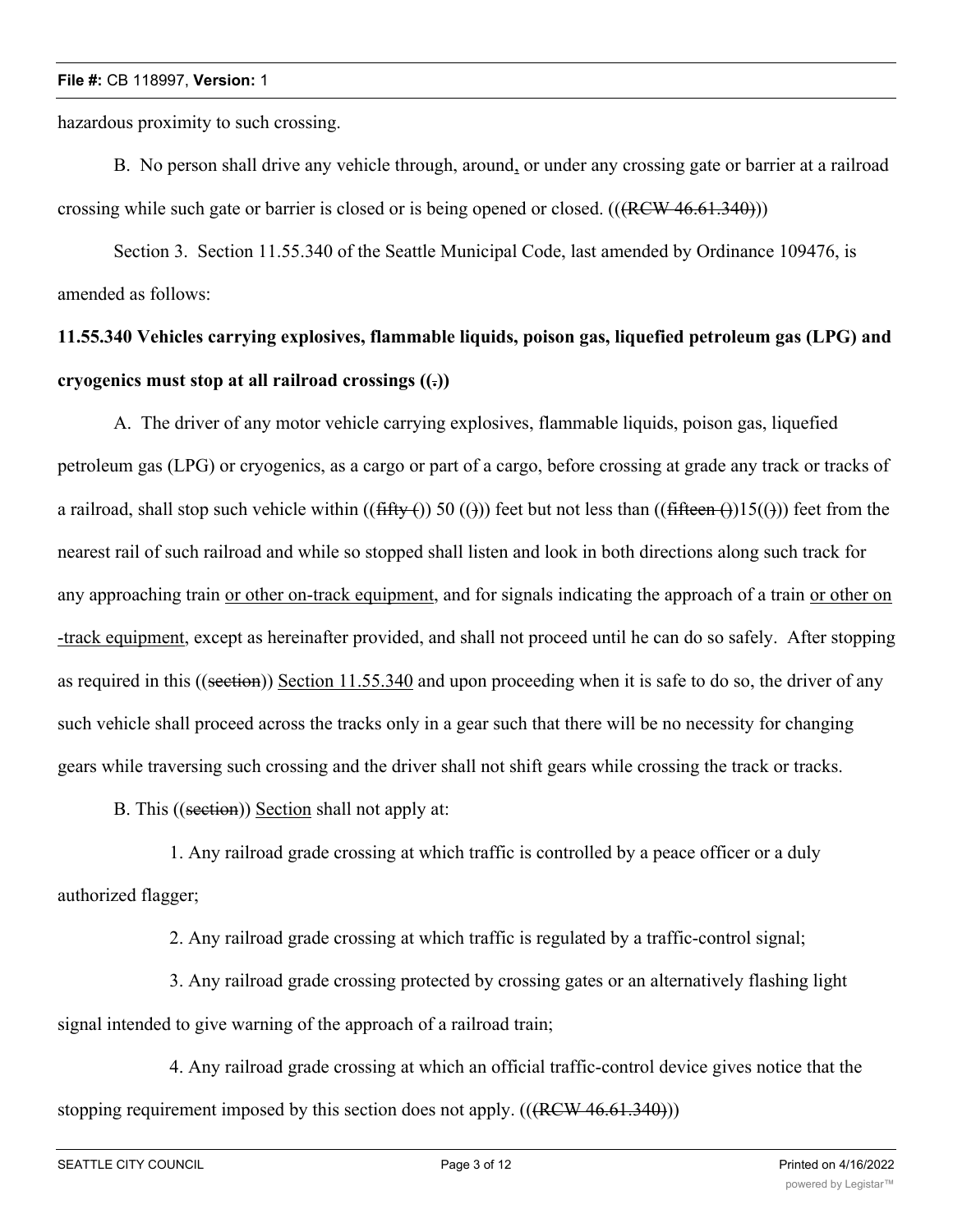hazardous proximity to such crossing.

B. No person shall drive any vehicle through, around, or under any crossing gate or barrier at a railroad crossing while such gate or barrier is closed or is being opened or closed. (((RCW 46.61.340)))

Section 3. Section 11.55.340 of the Seattle Municipal Code, last amended by Ordinance 109476, is amended as follows:

**11.55.340 Vehicles carrying explosives, flammable liquids, poison gas, liquefied petroleum gas (LPG) and cryogenics must stop at all railroad crossings ((.))**

A. The driver of any motor vehicle carrying explosives, flammable liquids, poison gas, liquefied petroleum gas (LPG) or cryogenics, as a cargo or part of a cargo, before crossing at grade any track or tracks of a railroad, shall stop such vehicle within ((fifty ()) 50 (())) feet but not less than ((fifteen ())15(())) feet from the nearest rail of such railroad and while so stopped shall listen and look in both directions along such track for any approaching train or other on-track equipment, and for signals indicating the approach of a train or other on-track equipment, except as hereinafter provided, and shall not proceed until he can do so safely. After stopping as required in this ((section)) Section 11.55.340 and upon proceeding when it is safe to do so, the driver of any such vehicle shall proceed across the tracks only in a gear such that there will be no necessity for changing gears while traversing such crossing and the driver shall not shift gears while crossing the track or tracks.

B. This ((section)) Section shall not apply at:

1. Any railroad grade crossing at which traffic is controlled by a peace officer or a duly authorized flagger;

2. Any railroad grade crossing at which traffic is regulated by a traffic-control signal;

3. Any railroad grade crossing protected by crossing gates or an alternatively flashing light signal intended to give warning of the approach of a railroad train;

4. Any railroad grade crossing at which an official traffic-control device gives notice that the stopping requirement imposed by this section does not apply. (((RCW 46.61.340)))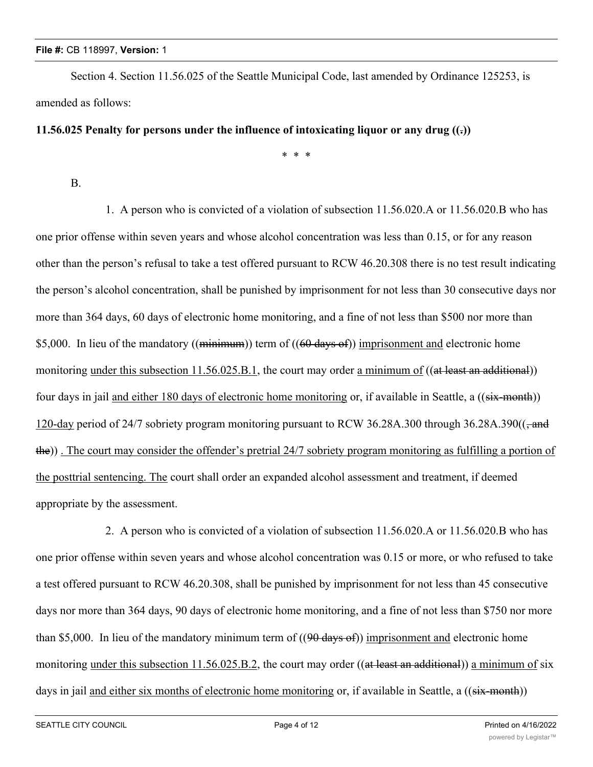Section 4. Section 11.56.025 of the Seattle Municipal Code, last amended by Ordinance 125253, is amended as follows:

**11.56.025 Penalty for persons under the influence of intoxicating liquor or any drug ((~~.~~))**

\* \* \*

B.

1. A person who is convicted of a violation of subsection 11.56.020.A or 11.56.020.B who has one prior offense within seven years and whose alcohol concentration was less than 0.15, or for any reason other than the person's refusal to take a test offered pursuant to RCW 46.20.308 there is no test result indicating the person's alcohol concentration, shall be punished by imprisonment for not less than 30 consecutive days nor more than 364 days, 60 days of electronic home monitoring, and a fine of not less than $500 nor more than $5,000. In lieu of the mandatory ((~~minimum~~)) term of ((~~60 days of~~)) <u>imprisonment and</u> electronic home monitoring <u>under this subsection 11.56.025.B.1</u>, the court may order <u>a minimum of</u> ((~~at least an additional~~)) four days in jail <u>and either 180 days of electronic home monitoring</u> or, if available in Seattle, a ((~~six-month~~)) <u>120-day</u> period of 24/7 sobriety program monitoring pursuant to RCW 36.28A.300 through 36.28A.390((~~, and the~~)) <u>. The court may consider the offender's pretrial 24/7 sobriety program monitoring as fulfilling a portion of the posttrial sentencing. The</u> court shall order an expanded alcohol assessment and treatment, if deemed appropriate by the assessment.

2. A person who is convicted of a violation of subsection 11.56.020.A or 11.56.020.B who has one prior offense within seven years and whose alcohol concentration was 0.15 or more, or who refused to take a test offered pursuant to RCW 46.20.308, shall be punished by imprisonment for not less than 45 consecutive days nor more than 364 days, 90 days of electronic home monitoring, and a fine of not less than $750 nor more than $5,000. In lieu of the mandatory minimum term of ((~~90 days of~~)) <u>imprisonment and</u> electronic home monitoring <u>under this subsection 11.56.025.B.2</u>, the court may order ((~~at least an additional~~)) <u>a minimum of</u> six days in jail <u>and either six months of electronic home monitoring</u> or, if available in Seattle, a ((~~six-month~~))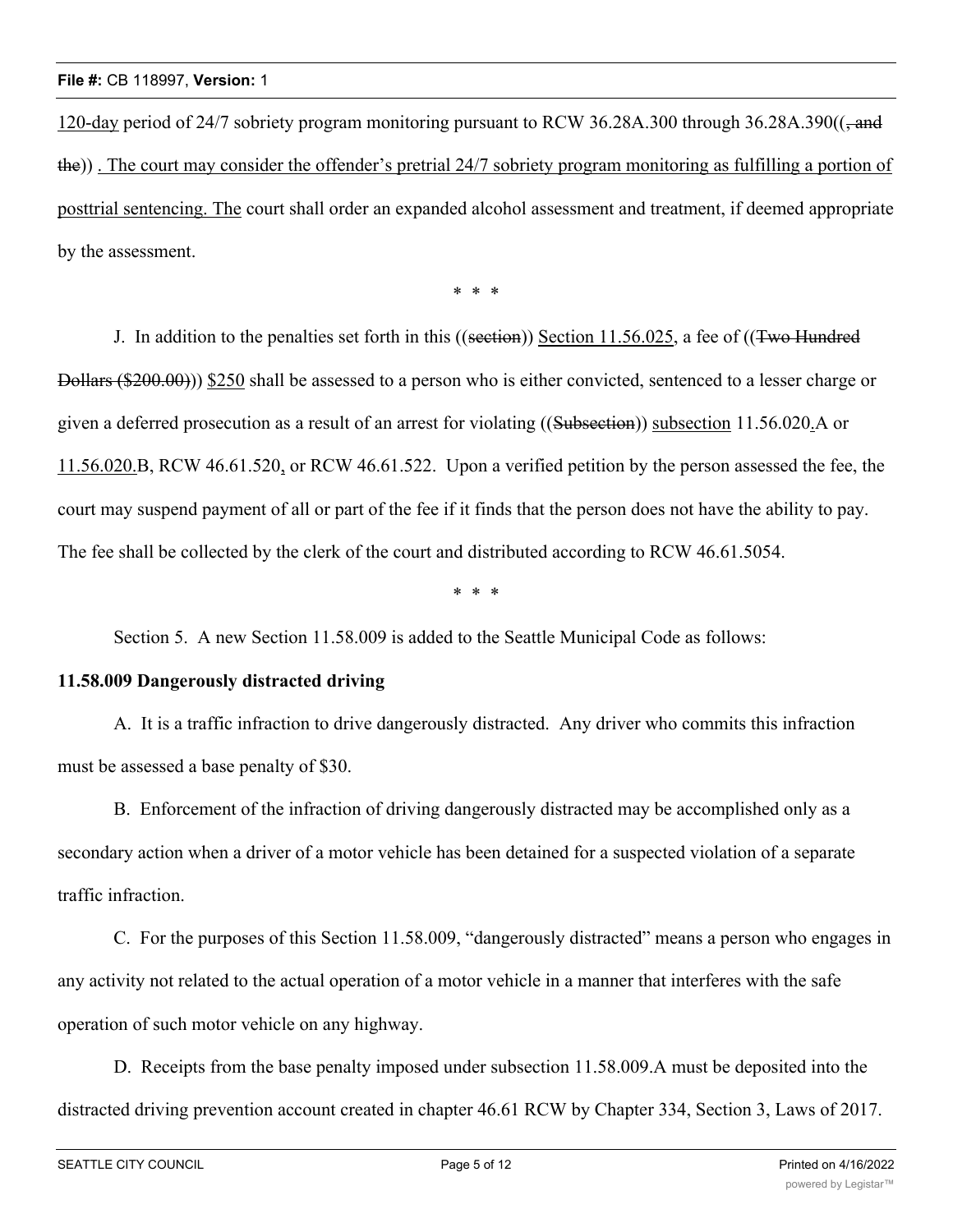120-day period of 24/7 sobriety program monitoring pursuant to RCW 36.28A.300 through 36.28A.390((, and the)) . The court may consider the offender's pretrial 24/7 sobriety program monitoring as fulfilling a portion of posttrial sentencing. The court shall order an expanded alcohol assessment and treatment, if deemed appropriate by the assessment.

\* \* \*

J. In addition to the penalties set forth in this ((section)) Section 11.56.025, a fee of ((Two Hundred Dollars ($200.00))) $250 shall be assessed to a person who is either convicted, sentenced to a lesser charge or given a deferred prosecution as a result of an arrest for violating ((Subsection)) subsection 11.56.020.A or 11.56.020.B, RCW 46.61.520, or RCW 46.61.522. Upon a verified petition by the person assessed the fee, the court may suspend payment of all or part of the fee if it finds that the person does not have the ability to pay. The fee shall be collected by the clerk of the court and distributed according to RCW 46.61.5054.

\* \* \*

Section 5. A new Section 11.58.009 is added to the Seattle Municipal Code as follows:

**11.58.009 Dangerously distracted driving**

A. It is a traffic infraction to drive dangerously distracted. Any driver who commits this infraction must be assessed a base penalty of $30.

B. Enforcement of the infraction of driving dangerously distracted may be accomplished only as a secondary action when a driver of a motor vehicle has been detained for a suspected violation of a separate traffic infraction.

C. For the purposes of this Section 11.58.009, "dangerously distracted" means a person who engages in any activity not related to the actual operation of a motor vehicle in a manner that interferes with the safe operation of such motor vehicle on any highway.

D. Receipts from the base penalty imposed under subsection 11.58.009.A must be deposited into the distracted driving prevention account created in chapter 46.61 RCW by Chapter 334, Section 3, Laws of 2017.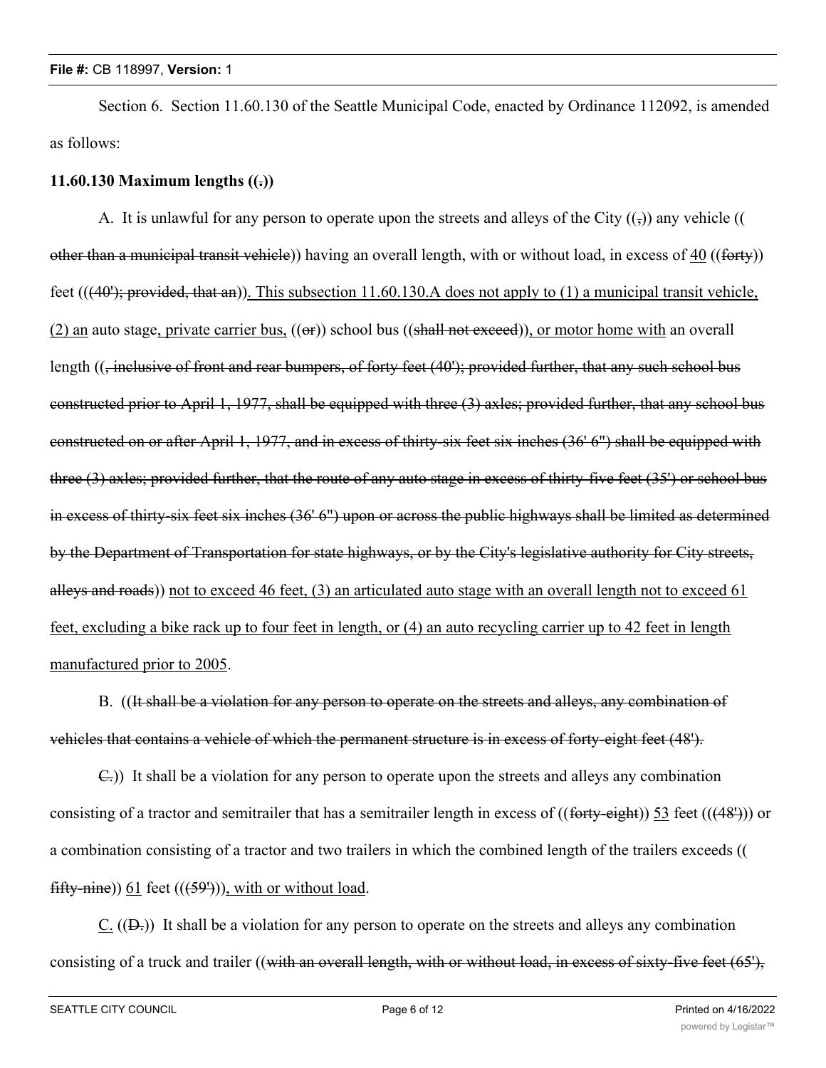Section 6. Section 11.60.130 of the Seattle Municipal Code, enacted by Ordinance 112092, is amended as follows:

**11.60.130 Maximum lengths ((.))**

A. It is unlawful for any person to operate upon the streets and alleys of the City ((,)) any vehicle ((other than a municipal transit vehicle)) having an overall length, with or without load, in excess of 40 ((forty)) feet (((40'); provided, that an)). This subsection 11.60.130.A does not apply to (1) a municipal transit vehicle, (2) an auto stage, private carrier bus, ((or)) school bus ((shall not exceed)), or motor home with an overall length ((, inclusive of front and rear bumpers, of forty feet (40'); provided further, that any such school bus constructed prior to April 1, 1977, shall be equipped with three (3) axles; provided further, that any school bus constructed on or after April 1, 1977, and in excess of thirty-six feet six inches (36' 6") shall be equipped with three (3) axles; provided further, that the route of any auto stage in excess of thirty-five feet (35') or school bus in excess of thirty-six feet six inches (36' 6") upon or across the public highways shall be limited as determined by the Department of Transportation for state highways, or by the City's legislative authority for City streets, alleys and roads)) not to exceed 46 feet, (3) an articulated auto stage with an overall length not to exceed 61 feet, excluding a bike rack up to four feet in length, or (4) an auto recycling carrier up to 42 feet in length manufactured prior to 2005.

B. ((It shall be a violation for any person to operate on the streets and alleys, any combination of vehicles that contains a vehicle of which the permanent structure is in excess of forty-eight feet (48').

C.)) It shall be a violation for any person to operate upon the streets and alleys any combination consisting of a tractor and semitrailer that has a semitrailer length in excess of ((forty-eight)) 53 feet (((48'))) or a combination consisting of a tractor and two trailers in which the combined length of the trailers exceeds ((fifty-nine)) 61 feet (((59'))), with or without load.

C. ((D.)) It shall be a violation for any person to operate on the streets and alleys any combination consisting of a truck and trailer ((with an overall length, with or without load, in excess of sixty-five feet (65'),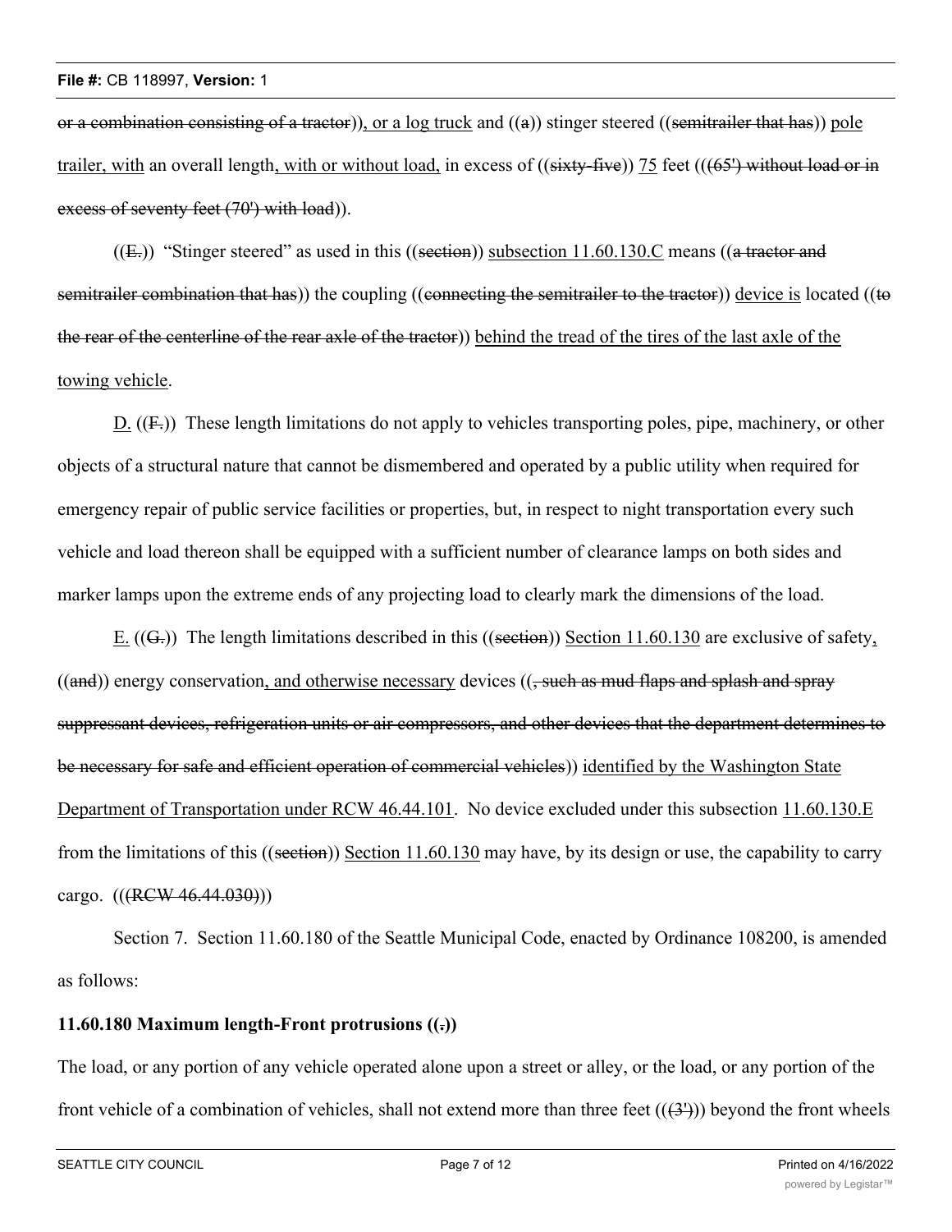or a combination consisting of a tractor)), or a log truck and ((a)) stinger steered ((semitrailer that has)) pole trailer, with an overall length, with or without load, in excess of ((sixty-five)) 75 feet ((~~(65') without load or in excess of seventy feet (70') with load~~)).

((E.)) "Stinger steered" as used in this ((section)) subsection 11.60.130.C means ((a tractor and semitrailer combination that has)) the coupling ((connecting the semitrailer to the tractor)) device is located ((to the rear of the centerline of the rear axle of the tractor)) behind the tread of the tires of the last axle of the towing vehicle.

D. ((F.)) These length limitations do not apply to vehicles transporting poles, pipe, machinery, or other objects of a structural nature that cannot be dismembered and operated by a public utility when required for emergency repair of public service facilities or properties, but, in respect to night transportation every such vehicle and load thereon shall be equipped with a sufficient number of clearance lamps on both sides and marker lamps upon the extreme ends of any projecting load to clearly mark the dimensions of the load.

E. ((G.)) The length limitations described in this ((section)) Section 11.60.130 are exclusive of safety, ((and)) energy conservation, and otherwise necessary devices ((, such as mud flaps and splash and spray suppressant devices, refrigeration units or air compressors, and other devices that the department determines to be necessary for safe and efficient operation of commercial vehicles)) identified by the Washington State Department of Transportation under RCW 46.44.101. No device excluded under this subsection 11.60.130.E from the limitations of this ((section)) Section 11.60.130 may have, by its design or use, the capability to carry cargo. ((~~(RCW 46.44.030)~~))

Section 7. Section 11.60.180 of the Seattle Municipal Code, enacted by Ordinance 108200, is amended as follows:

**11.60.180 Maximum length-Front protrusions ((.))**

The load, or any portion of any vehicle operated alone upon a street or alley, or the load, or any portion of the front vehicle of a combination of vehicles, shall not extend more than three feet ((~~(3')~~)) beyond the front wheels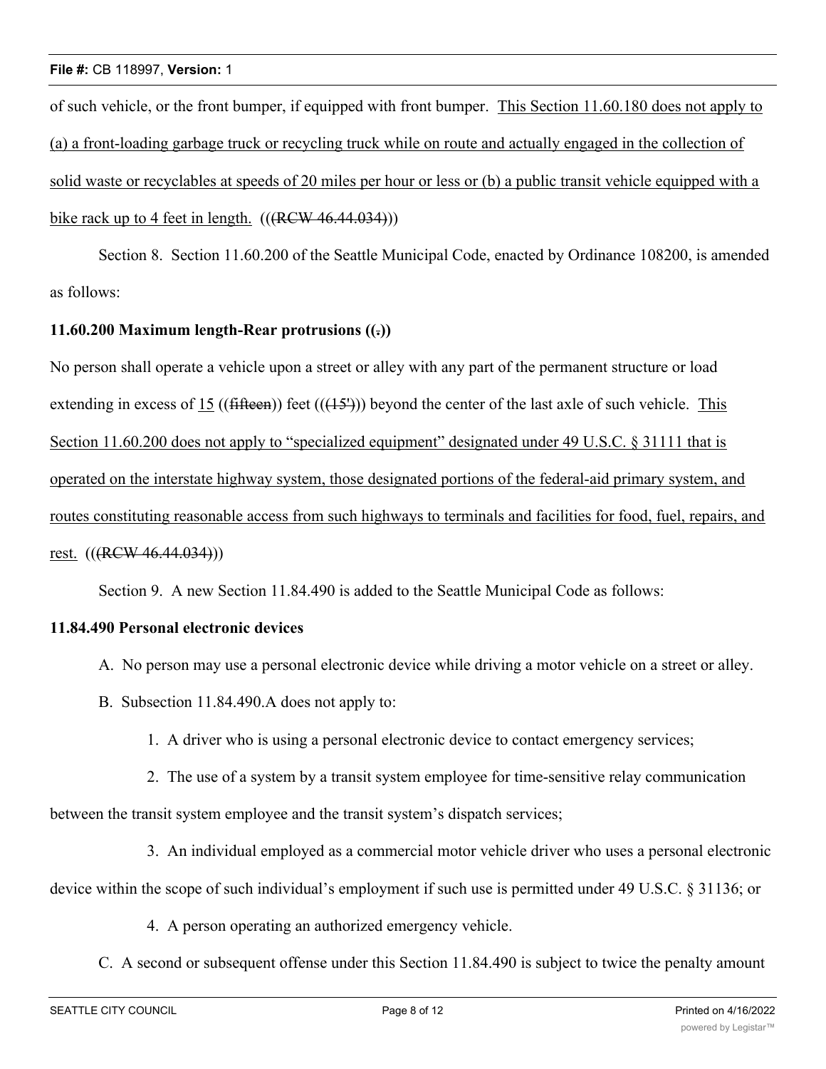of such vehicle, or the front bumper, if equipped with front bumper. This Section 11.60.180 does not apply to (a) a front-loading garbage truck or recycling truck while on route and actually engaged in the collection of solid waste or recyclables at speeds of 20 miles per hour or less or (b) a public transit vehicle equipped with a bike rack up to 4 feet in length. (((RCW 46.44.034)))

Section 8. Section 11.60.200 of the Seattle Municipal Code, enacted by Ordinance 108200, is amended as follows:

**11.60.200 Maximum length-Rear protrusions ((.))**

No person shall operate a vehicle upon a street or alley with any part of the permanent structure or load extending in excess of 15 ((fifteen)) feet (((15'))) beyond the center of the last axle of such vehicle. This Section 11.60.200 does not apply to "specialized equipment" designated under 49 U.S.C. § 31111 that is operated on the interstate highway system, those designated portions of the federal-aid primary system, and routes constituting reasonable access from such highways to terminals and facilities for food, fuel, repairs, and rest. (((RCW 46.44.034)))

Section 9. A new Section 11.84.490 is added to the Seattle Municipal Code as follows:

**11.84.490 Personal electronic devices**

A. No person may use a personal electronic device while driving a motor vehicle on a street or alley.

B. Subsection 11.84.490.A does not apply to:

1. A driver who is using a personal electronic device to contact emergency services;

2. The use of a system by a transit system employee for time-sensitive relay communication between the transit system employee and the transit system's dispatch services;

3. An individual employed as a commercial motor vehicle driver who uses a personal electronic device within the scope of such individual's employment if such use is permitted under 49 U.S.C. § 31136; or

4. A person operating an authorized emergency vehicle.

C. A second or subsequent offense under this Section 11.84.490 is subject to twice the penalty amount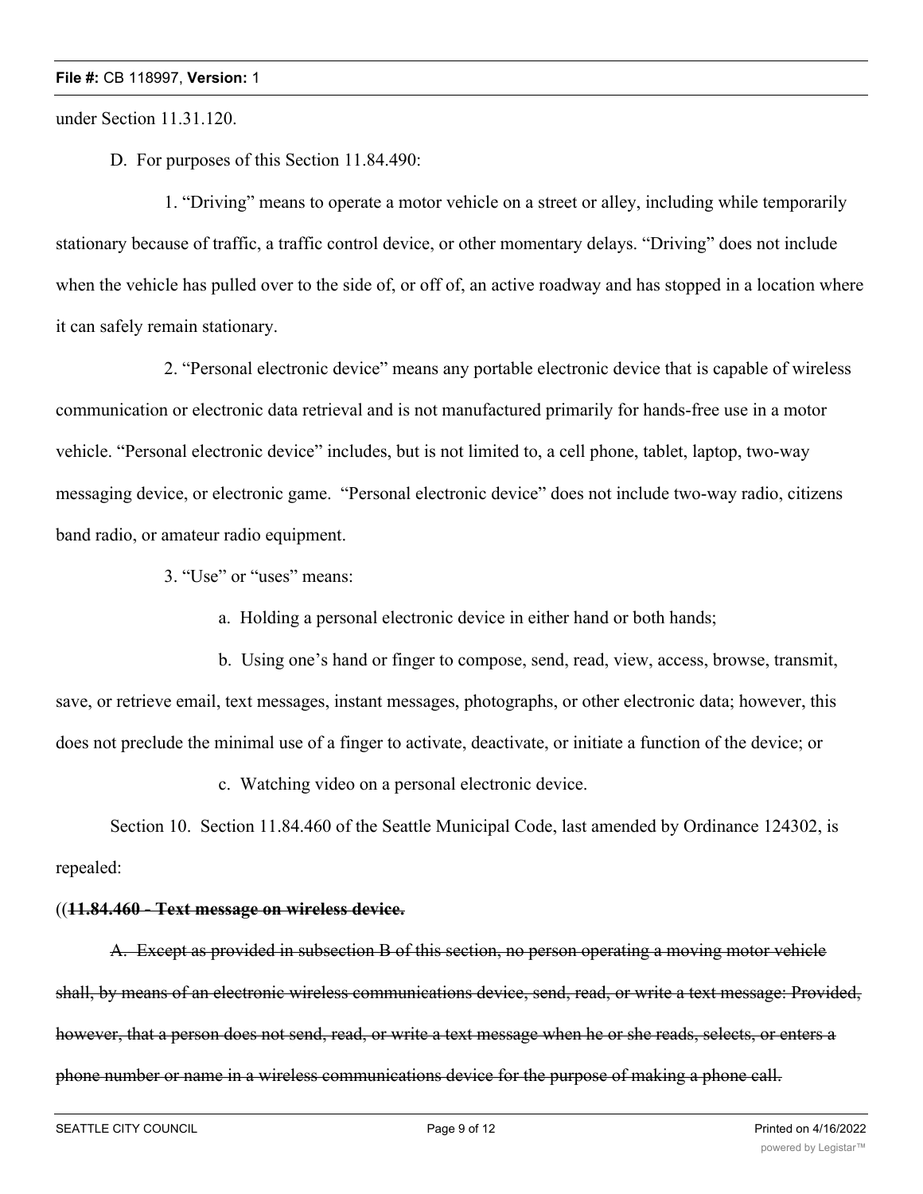under Section 11.31.120.

D. For purposes of this Section 11.84.490:

1. "Driving" means to operate a motor vehicle on a street or alley, including while temporarily stationary because of traffic, a traffic control device, or other momentary delays. "Driving" does not include when the vehicle has pulled over to the side of, or off of, an active roadway and has stopped in a location where it can safely remain stationary.

2. "Personal electronic device" means any portable electronic device that is capable of wireless communication or electronic data retrieval and is not manufactured primarily for hands-free use in a motor vehicle. "Personal electronic device" includes, but is not limited to, a cell phone, tablet, laptop, two-way messaging device, or electronic game. "Personal electronic device" does not include two-way radio, citizens band radio, or amateur radio equipment.

3. "Use" or "uses" means:

a. Holding a personal electronic device in either hand or both hands;

b. Using one's hand or finger to compose, send, read, view, access, browse, transmit, save, or retrieve email, text messages, instant messages, photographs, or other electronic data; however, this does not preclude the minimal use of a finger to activate, deactivate, or initiate a function of the device; or

c. Watching video on a personal electronic device.

Section 10. Section 11.84.460 of the Seattle Municipal Code, last amended by Ordinance 124302, is repealed:

((~~**11.84.460 - Text message on wireless device.**~~

~~A. Except as provided in subsection B of this section, no person operating a moving motor vehicle shall, by means of an electronic wireless communications device, send, read, or write a text message: Provided, however, that a person does not send, read, or write a text message when he or she reads, selects, or enters a phone number or name in a wireless communications device for the purpose of making a phone call.~~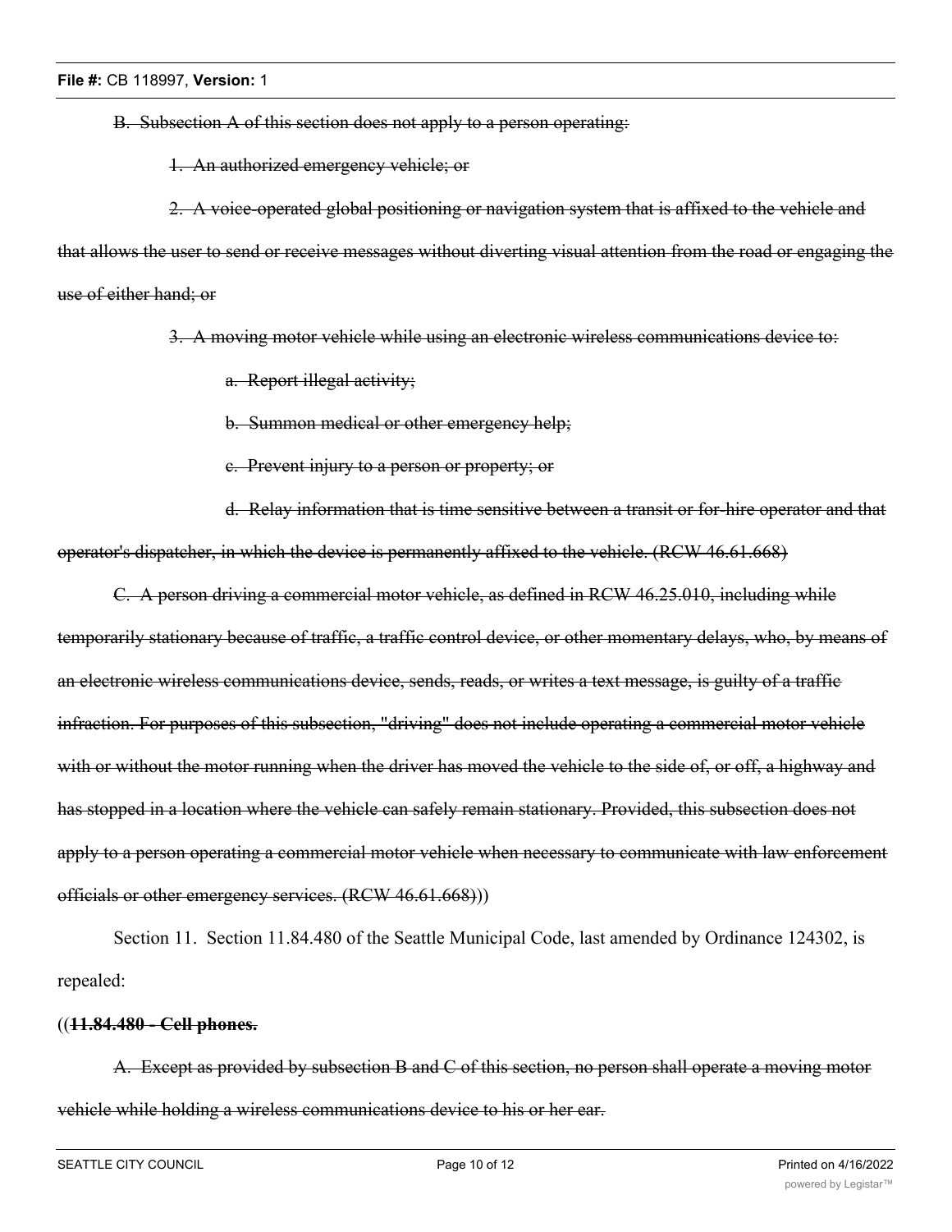~~B. Subsection A of this section does not apply to a person operating:~~

~~1. An authorized emergency vehicle; or~~

~~2. A voice-operated global positioning or navigation system that is affixed to the vehicle and that allows the user to send or receive messages without diverting visual attention from the road or engaging the use of either hand; or~~

~~3. A moving motor vehicle while using an electronic wireless communications device to:~~

~~a. Report illegal activity;~~

~~b. Summon medical or other emergency help;~~

~~c. Prevent injury to a person or property; or~~

~~d. Relay information that is time sensitive between a transit or for-hire operator and that operator's dispatcher, in which the device is permanently affixed to the vehicle. (RCW 46.61.668)~~

~~C. A person driving a commercial motor vehicle, as defined in RCW 46.25.010, including while temporarily stationary because of traffic, a traffic control device, or other momentary delays, who, by means of an electronic wireless communications device, sends, reads, or writes a text message, is guilty of a traffic infraction. For purposes of this subsection, "driving" does not include operating a commercial motor vehicle with or without the motor running when the driver has moved the vehicle to the side of, or off, a highway and has stopped in a location where the vehicle can safely remain stationary. Provided, this subsection does not apply to a person operating a commercial motor vehicle when necessary to communicate with law enforcement officials or other emergency services. (RCW 46.61.668)~~))

Section 11. Section 11.84.480 of the Seattle Municipal Code, last amended by Ordinance 124302, is repealed:

((~~**11.84.480 - Cell phones.**~~

~~A. Except as provided by subsection B and C of this section, no person shall operate a moving motor vehicle while holding a wireless communications device to his or her ear.~~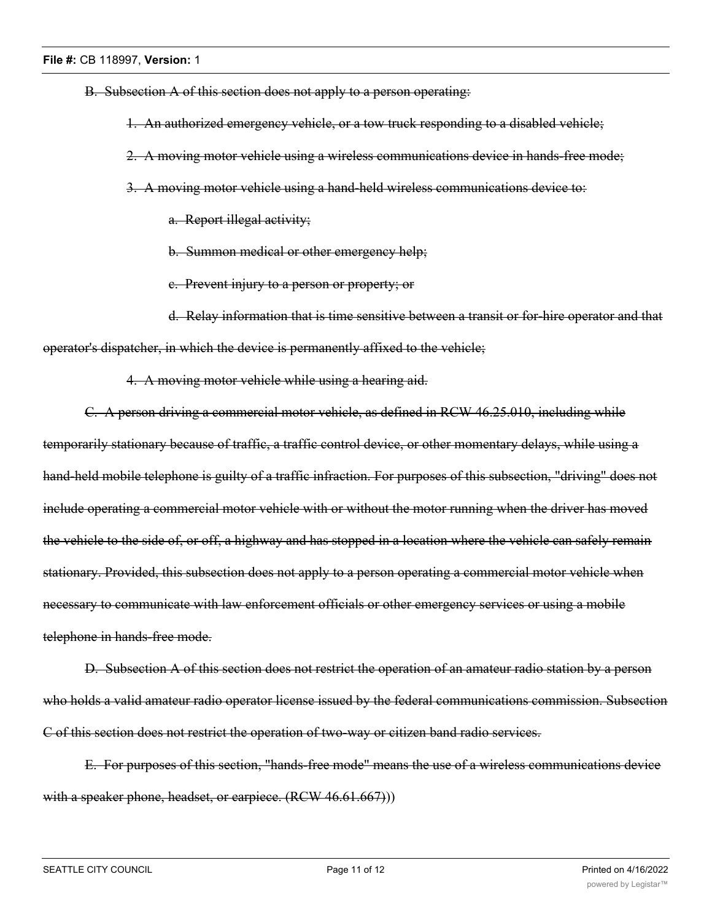~~B. Subsection A of this section does not apply to a person operating:~~

~~1. An authorized emergency vehicle, or a tow truck responding to a disabled vehicle;~~

~~2. A moving motor vehicle using a wireless communications device in hands-free mode;~~

~~3. A moving motor vehicle using a hand-held wireless communications device to:~~

~~a. Report illegal activity;~~

~~b. Summon medical or other emergency help;~~

~~c. Prevent injury to a person or property; or~~

~~d. Relay information that is time sensitive between a transit or for-hire operator and that operator's dispatcher, in which the device is permanently affixed to the vehicle;~~

~~4. A moving motor vehicle while using a hearing aid.~~

~~C. A person driving a commercial motor vehicle, as defined in RCW 46.25.010, including while temporarily stationary because of traffic, a traffic control device, or other momentary delays, while using a hand-held mobile telephone is guilty of a traffic infraction. For purposes of this subsection, "driving" does not include operating a commercial motor vehicle with or without the motor running when the driver has moved the vehicle to the side of, or off, a highway and has stopped in a location where the vehicle can safely remain stationary. Provided, this subsection does not apply to a person operating a commercial motor vehicle when necessary to communicate with law enforcement officials or other emergency services or using a mobile telephone in hands-free mode.~~

~~D. Subsection A of this section does not restrict the operation of an amateur radio station by a person who holds a valid amateur radio operator license issued by the federal communications commission. Subsection C of this section does not restrict the operation of two-way or citizen band radio services.~~

~~E. For purposes of this section, "hands-free mode" means the use of a wireless communications device with a speaker phone, headset, or earpiece. (RCW 46.61.667)~~))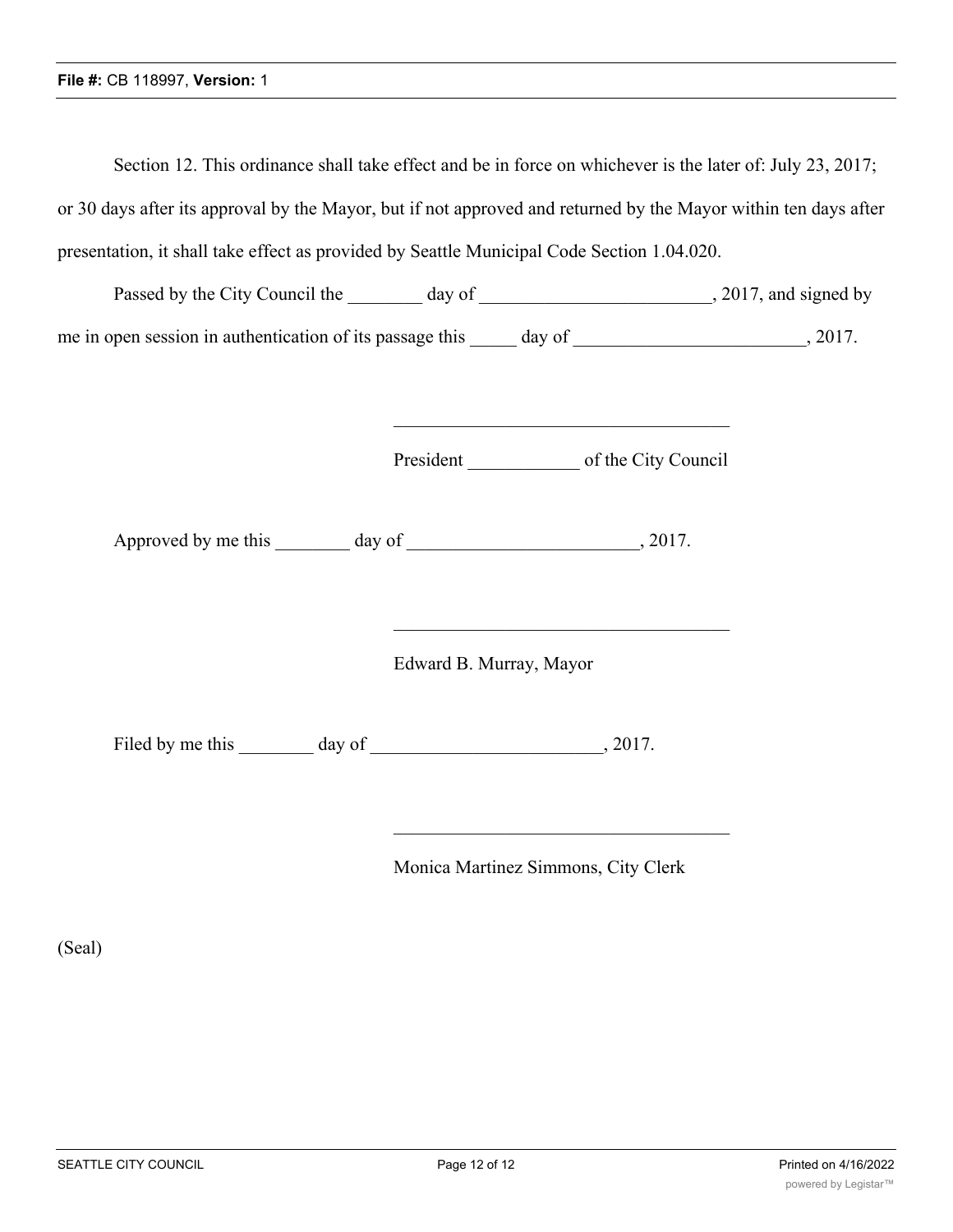Section 12. This ordinance shall take effect and be in force on whichever is the later of: July 23, 2017; or 30 days after its approval by the Mayor, but if not approved and returned by the Mayor within ten days after presentation, it shall take effect as provided by Seattle Municipal Code Section 1.04.020.

Passed by the City Council the ________ day of _________________________, 2017, and signed by me in open session in authentication of its passage this _____ day of _________________________, 2017.

_____________________________________

President ____________ of the City Council

Approved by me this ________ day of _________________________, 2017.

_____________________________________

Edward B. Murray, Mayor

Filed by me this ________ day of _________________________, 2017.

_____________________________________

Monica Martinez Simmons, City Clerk

(Seal)